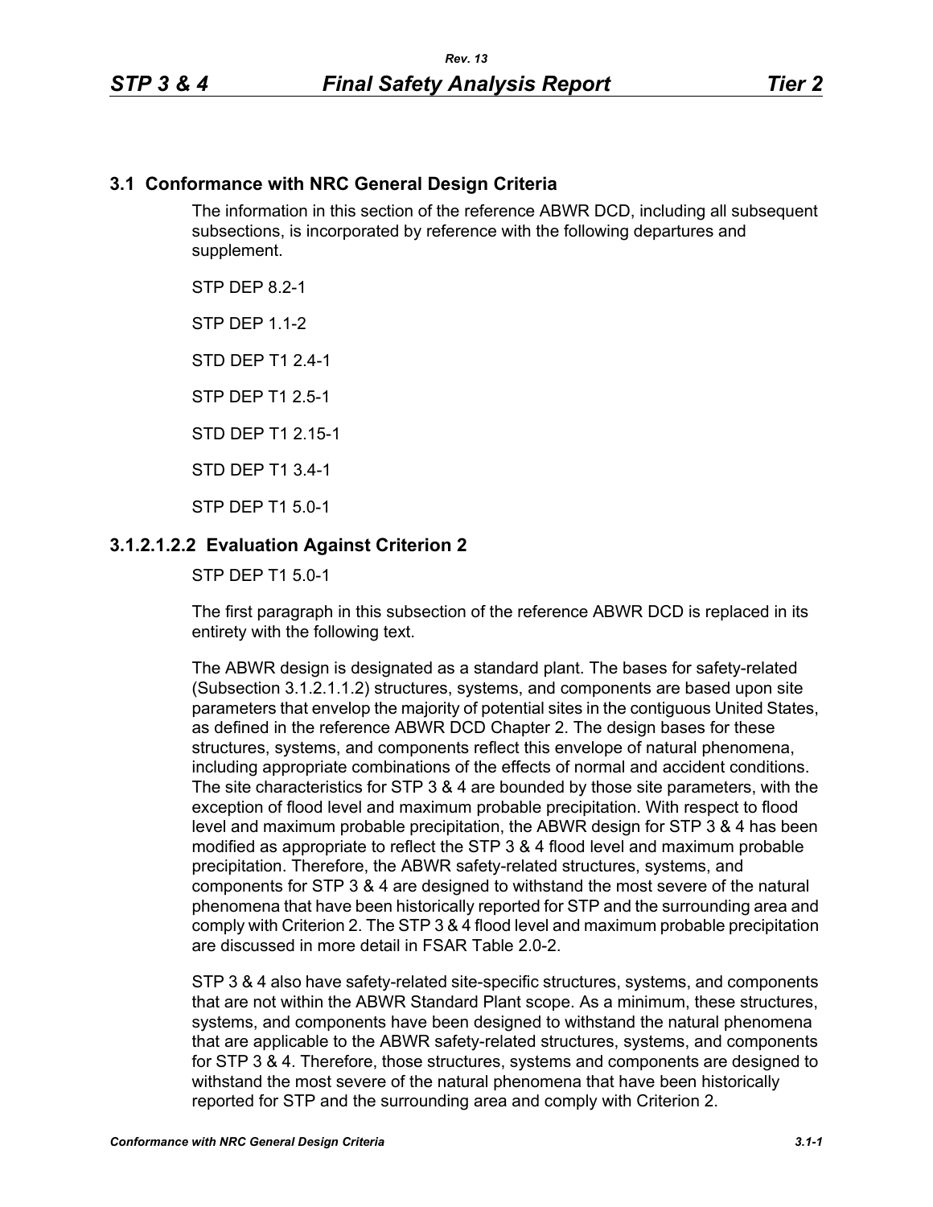## 3.1 Conformance with NRC General Design Criteria

The information in this section of the reference ABWR DCD, including all subsequent subsections, is incorporated by reference with the following departures and supplement.

STP DEP 8.2-1

STP DEP 1.1-2

STD DEP T1 2.4-1

STP DEP T1 2.5-1

STD DEP T1 2.15-1

STD DEP T1 3.4-1

STP DEP T1 5.0-1

### 3.1.2.1.2.2 Evaluation Against Criterion 2

STP DEP T1 5.0-1

The first paragraph in this subsection of the reference ABWR DCD is replaced in its entirety with the following text.

The ABWR design is designated as a standard plant. The bases for safety-related (Subsection 3.1.2.1.1.2) structures, systems, and components are based upon site parameters that envelop the majority of potential sites in the contiguous United States, as defined in the reference ABWR DCD Chapter 2. The design bases for these structures, systems, and components reflect this envelope of natural phenomena, including appropriate combinations of the effects of normal and accident conditions. The site characteristics for STP 3 & 4 are bounded by those site parameters, with the exception of flood level and maximum probable precipitation. With respect to flood level and maximum probable precipitation, the ABWR design for STP 3 & 4 has been modified as appropriate to reflect the STP 3 & 4 flood level and maximum probable precipitation. Therefore, the ABWR safety-related structures, systems, and components for STP 3 & 4 are designed to withstand the most severe of the natural phenomena that have been historically reported for STP and the surrounding area and comply with Criterion 2. The STP 3 & 4 flood level and maximum probable precipitation are discussed in more detail in FSAR Table 2.0-2.

STP 3 & 4 also have safety-related site-specific structures, systems, and components that are not within the ABWR Standard Plant scope. As a minimum, these structures, systems, and components have been designed to withstand the natural phenomena that are applicable to the ABWR safety-related structures, systems, and components for STP 3 & 4. Therefore, those structures, systems and components are designed to withstand the most severe of the natural phenomena that have been historically reported for STP and the surrounding area and comply with Criterion 2.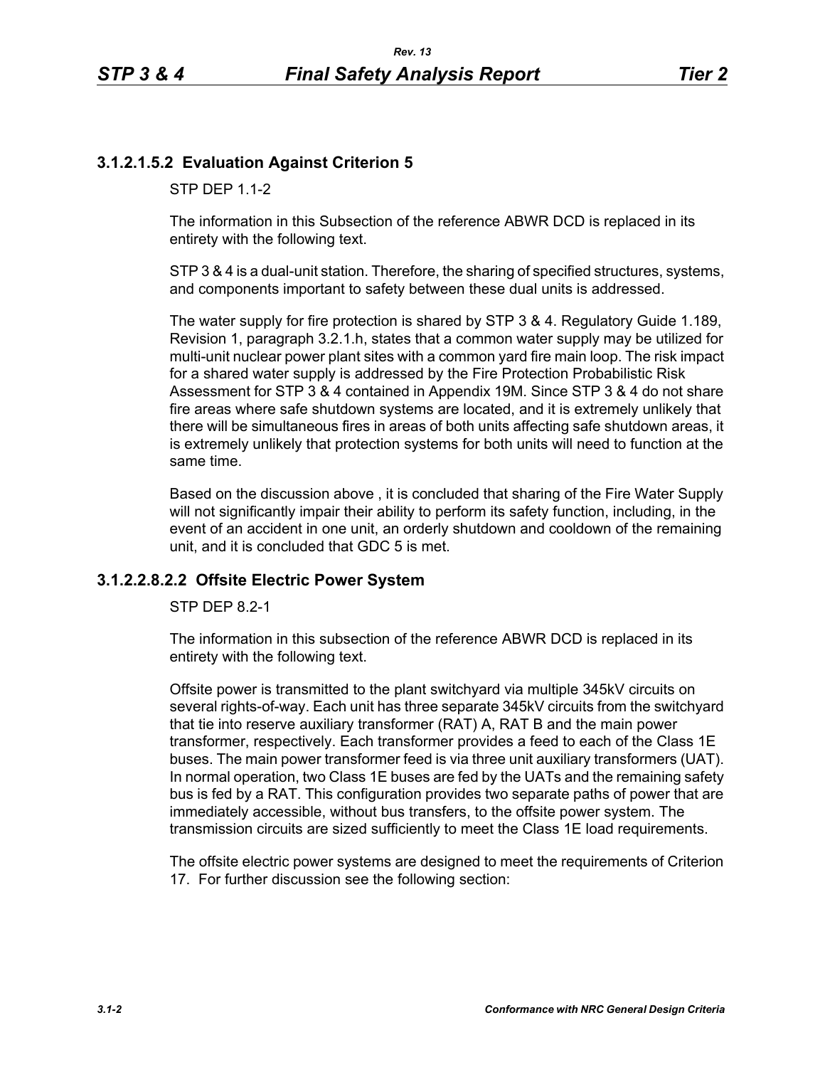### 3.1.2.1.5.2 Evaluation Against Criterion 5

STP DEP 1.1-2

The information in this Subsection of the reference ABWR DCD is replaced in its entirety with the following text.

STP 3 & 4 is a dual-unit station. Therefore, the sharing of specified structures, systems, and components important to safety between these dual units is addressed.

The water supply for fire protection is shared by STP 3 & 4. Regulatory Guide 1.189, Revision 1, paragraph 3.2.1.h, states that a common water supply may be utilized for multi-unit nuclear power plant sites with a common yard fire main loop. The risk impact for a shared water supply is addressed by the Fire Protection Probabilistic Risk Assessment for STP 3 & 4 contained in Appendix 19M. Since STP 3 & 4 do not share fire areas where safe shutdown systems are located, and it is extremely unlikely that there will be simultaneous fires in areas of both units affecting safe shutdown areas, it is extremely unlikely that protection systems for both units will need to function at the same time.

Based on the discussion above , it is concluded that sharing of the Fire Water Supply will not significantly impair their ability to perform its safety function, including, in the event of an accident in one unit, an orderly shutdown and cooldown of the remaining unit, and it is concluded that GDC 5 is met.

### 3.1.2.2.8.2.2 Offsite Electric Power System

STP DEP 8.2-1

The information in this subsection of the reference ABWR DCD is replaced in its entirety with the following text.

Offsite power is transmitted to the plant switchyard via multiple 345kV circuits on several rights-of-way. Each unit has three separate 345kV circuits from the switchyard that tie into reserve auxiliary transformer (RAT) A, RAT B and the main power transformer, respectively. Each transformer provides a feed to each of the Class 1E buses. The main power transformer feed is via three unit auxiliary transformers (UAT). In normal operation, two Class 1E buses are fed by the UATs and the remaining safety bus is fed by a RAT. This configuration provides two separate paths of power that are immediately accessible, without bus transfers, to the offsite power system. The transmission circuits are sized sufficiently to meet the Class 1E load requirements.

The offsite electric power systems are designed to meet the requirements of Criterion 17. For further discussion see the following section: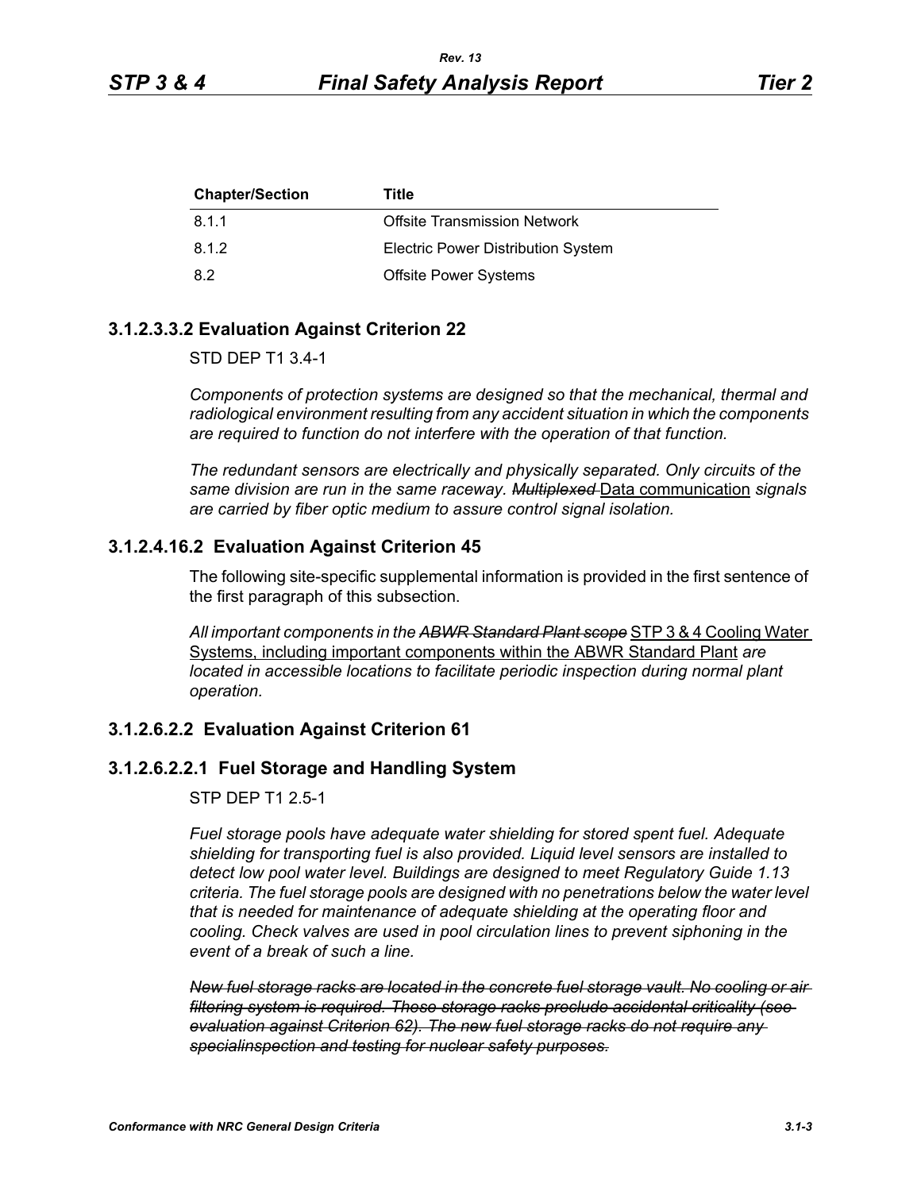| Chapter/Section | Title |
|---|---|
| 8.1.1 | Offsite Transmission Network |
| 8.1.2 | Electric Power Distribution System |
| 8.2 | Offsite Power Systems |

### 3.1.2.3.3.2 Evaluation Against Criterion 22

STD DEP T1 3.4-1

*Components of protection systems are designed so that the mechanical, thermal and radiological environment resulting from any accident situation in which the components are required to function do not interfere with the operation of that function.*

*The redundant sensors are electrically and physically separated. Only circuits of the same division are run in the same raceway. ~~Multiplexed~~* <u>Data communication</u> *signals are carried by fiber optic medium to assure control signal isolation.*

### 3.1.2.4.16.2 Evaluation Against Criterion 45

The following site-specific supplemental information is provided in the first sentence of the first paragraph of this subsection.

*All important components in the ~~ABWR Standard Plant scope~~* <u>STP 3 & 4 Cooling Water Systems, including important components within the ABWR Standard Plant</u> *are located in accessible locations to facilitate periodic inspection during normal plant operation.*

### 3.1.2.6.2.2 Evaluation Against Criterion 61

### 3.1.2.6.2.2.1 Fuel Storage and Handling System

STP DEP T1 2.5-1

*Fuel storage pools have adequate water shielding for stored spent fuel. Adequate shielding for transporting fuel is also provided. Liquid level sensors are installed to detect low pool water level. Buildings are designed to meet Regulatory Guide 1.13 criteria. The fuel storage pools are designed with no penetrations below the water level that is needed for maintenance of adequate shielding at the operating floor and cooling. Check valves are used in pool circulation lines to prevent siphoning in the event of a break of such a line.*

*~~New fuel storage racks are located in the concrete fuel storage vault. No cooling or air filtering system is required. These storage racks preclude accidental criticality (see evaluation against Criterion 62). The new fuel storage racks do not require any specialinspection and testing for nuclear safety purposes.~~*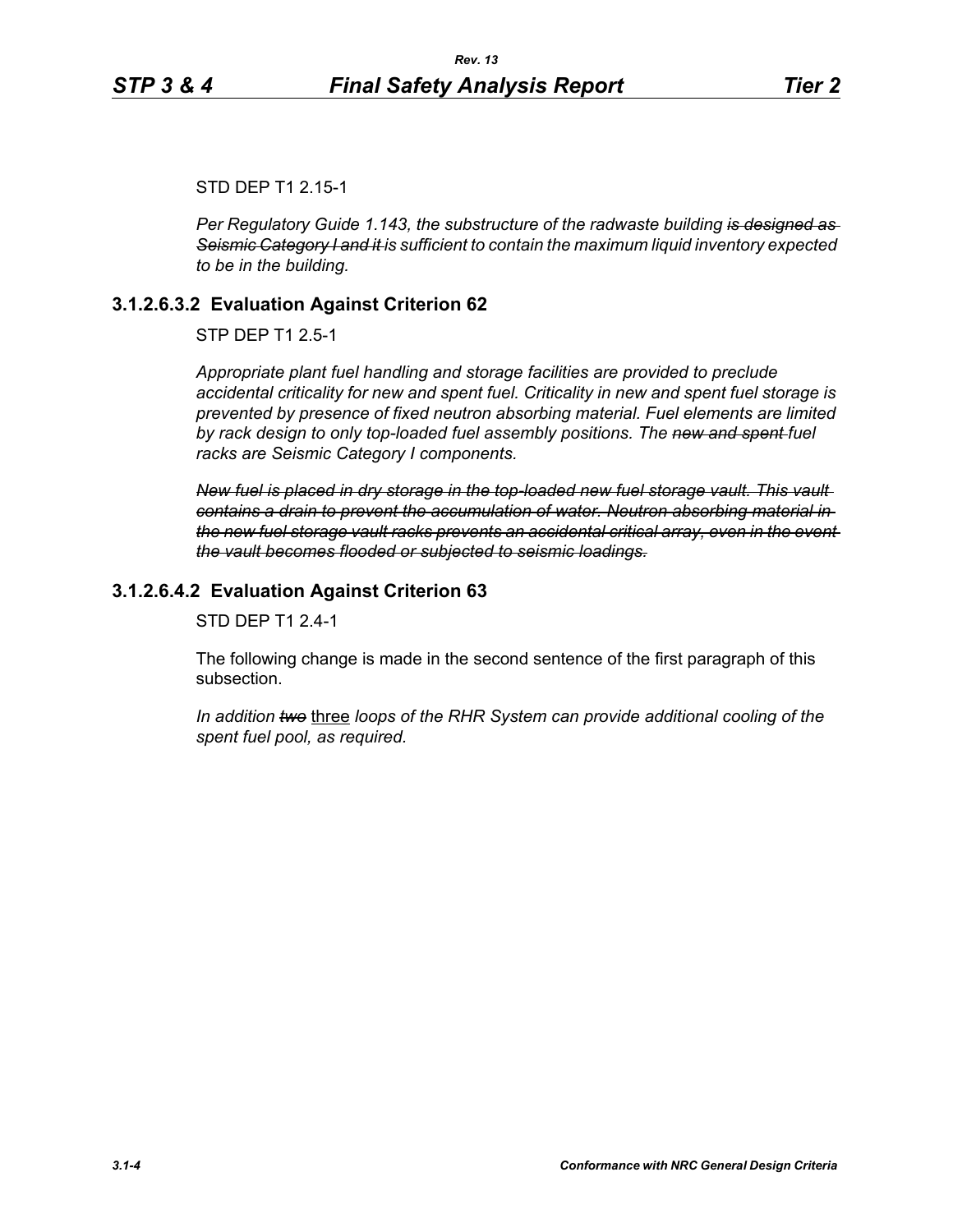STD DEP T1 2.15-1

*Per Regulatory Guide 1.143, the substructure of the radwaste building ~~is designed as Seismic Category I and it~~ is sufficient to contain the maximum liquid inventory expected to be in the building.*

### 3.1.2.6.3.2 Evaluation Against Criterion 62

STP DEP T1 2.5-1

*Appropriate plant fuel handling and storage facilities are provided to preclude accidental criticality for new and spent fuel. Criticality in new and spent fuel storage is prevented by presence of fixed neutron absorbing material. Fuel elements are limited by rack design to only top-loaded fuel assembly positions. The ~~new and spent~~ fuel racks are Seismic Category I components.*

*~~New fuel is placed in dry storage in the top-loaded new fuel storage vault. This vault contains a drain to prevent the accumulation of water. Neutron absorbing material in the new fuel storage vault racks prevents an accidental critical array, even in the event the vault becomes flooded or subjected to seismic loadings.~~*

### 3.1.2.6.4.2 Evaluation Against Criterion 63

STD DEP T1 2.4-1

The following change is made in the second sentence of the first paragraph of this subsection.

*In addition ~~two~~* <u>three</u> *loops of the RHR System can provide additional cooling of the spent fuel pool, as required.*